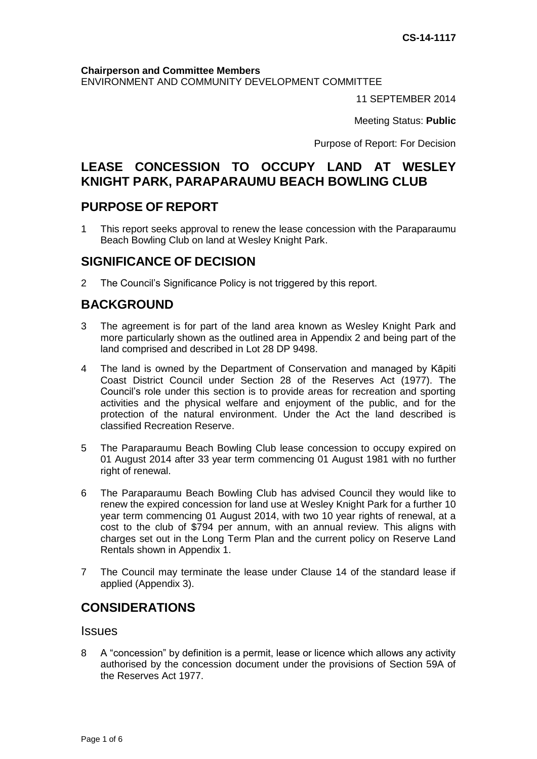**CS-14-1117**

**Chairperson and Committee Members**
ENVIRONMENT AND COMMUNITY DEVELOPMENT COMMITTEE

11 SEPTEMBER 2014

Meeting Status: **Public**

Purpose of Report: For Decision

# LEASE CONCESSION TO OCCUPY LAND AT WESLEY KNIGHT PARK, PARAPARAUMU BEACH BOWLING CLUB

## PURPOSE OF REPORT

1 This report seeks approval to renew the lease concession with the Paraparaumu Beach Bowling Club on land at Wesley Knight Park.

## SIGNIFICANCE OF DECISION

2 The Council's Significance Policy is not triggered by this report.

## BACKGROUND

3 The agreement is for part of the land area known as Wesley Knight Park and more particularly shown as the outlined area in Appendix 2 and being part of the land comprised and described in Lot 28 DP 9498.

4 The land is owned by the Department of Conservation and managed by Kāpiti Coast District Council under Section 28 of the Reserves Act (1977). The Council's role under this section is to provide areas for recreation and sporting activities and the physical welfare and enjoyment of the public, and for the protection of the natural environment. Under the Act the land described is classified Recreation Reserve.

5 The Paraparaumu Beach Bowling Club lease concession to occupy expired on 01 August 2014 after 33 year term commencing 01 August 1981 with no further right of renewal.

6 The Paraparaumu Beach Bowling Club has advised Council they would like to renew the expired concession for land use at Wesley Knight Park for a further 10 year term commencing 01 August 2014, with two 10 year rights of renewal, at a cost to the club of $794 per annum, with an annual review. This aligns with charges set out in the Long Term Plan and the current policy on Reserve Land Rentals shown in Appendix 1.

7 The Council may terminate the lease under Clause 14 of the standard lease if applied (Appendix 3).

## CONSIDERATIONS

### Issues

8 A "concession" by definition is a permit, lease or licence which allows any activity authorised by the concession document under the provisions of Section 59A of the Reserves Act 1977.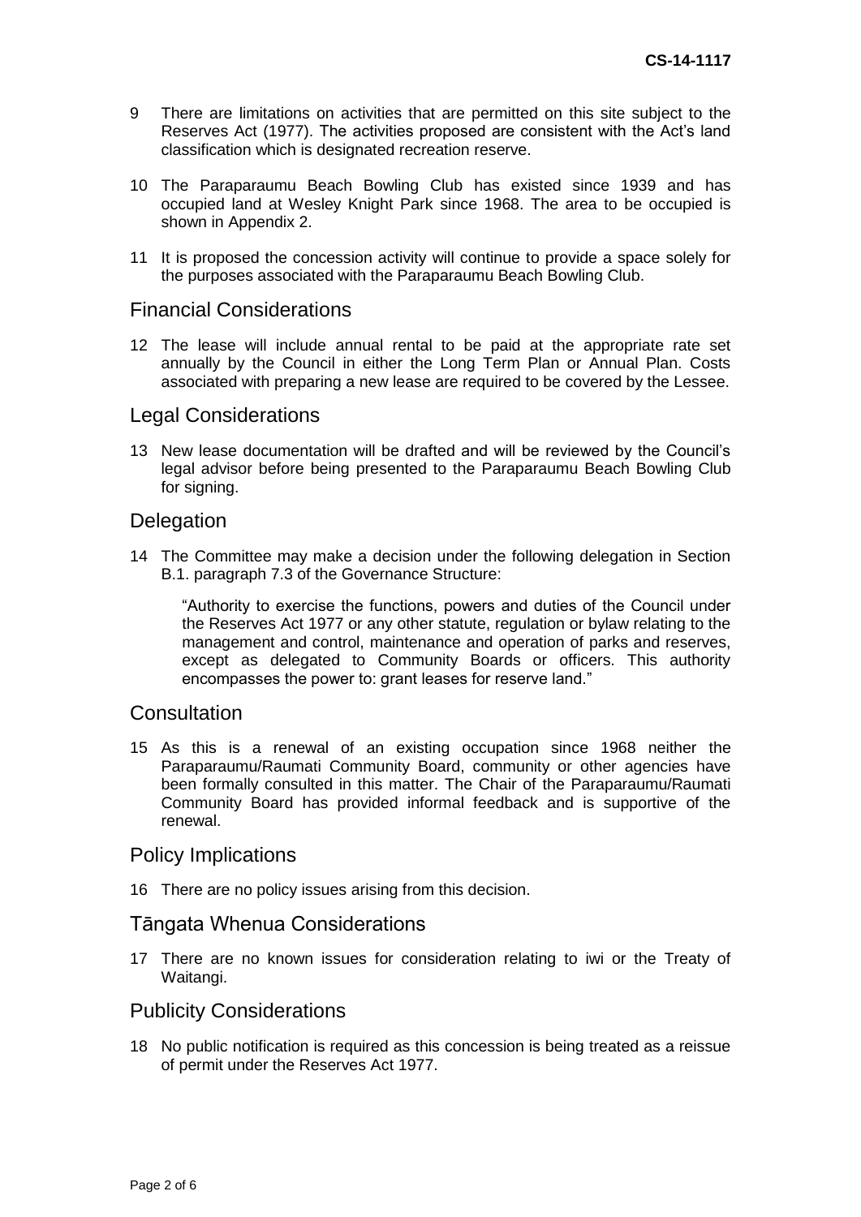9 There are limitations on activities that are permitted on this site subject to the Reserves Act (1977). The activities proposed are consistent with the Act's land classification which is designated recreation reserve.

10 The Paraparaumu Beach Bowling Club has existed since 1939 and has occupied land at Wesley Knight Park since 1968. The area to be occupied is shown in Appendix 2.

11 It is proposed the concession activity will continue to provide a space solely for the purposes associated with the Paraparaumu Beach Bowling Club.

## Financial Considerations

12 The lease will include annual rental to be paid at the appropriate rate set annually by the Council in either the Long Term Plan or Annual Plan. Costs associated with preparing a new lease are required to be covered by the Lessee.

## Legal Considerations

13 New lease documentation will be drafted and will be reviewed by the Council's legal advisor before being presented to the Paraparaumu Beach Bowling Club for signing.

## Delegation

14 The Committee may make a decision under the following delegation in Section B.1. paragraph 7.3 of the Governance Structure:

> "Authority to exercise the functions, powers and duties of the Council under the Reserves Act 1977 or any other statute, regulation or bylaw relating to the management and control, maintenance and operation of parks and reserves, except as delegated to Community Boards or officers. This authority encompasses the power to: grant leases for reserve land."

## Consultation

15 As this is a renewal of an existing occupation since 1968 neither the Paraparaumu/Raumati Community Board, community or other agencies have been formally consulted in this matter. The Chair of the Paraparaumu/Raumati Community Board has provided informal feedback and is supportive of the renewal.

## Policy Implications

16 There are no policy issues arising from this decision.

## Tāngata Whenua Considerations

17 There are no known issues for consideration relating to iwi or the Treaty of Waitangi.

## Publicity Considerations

18 No public notification is required as this concession is being treated as a reissue of permit under the Reserves Act 1977.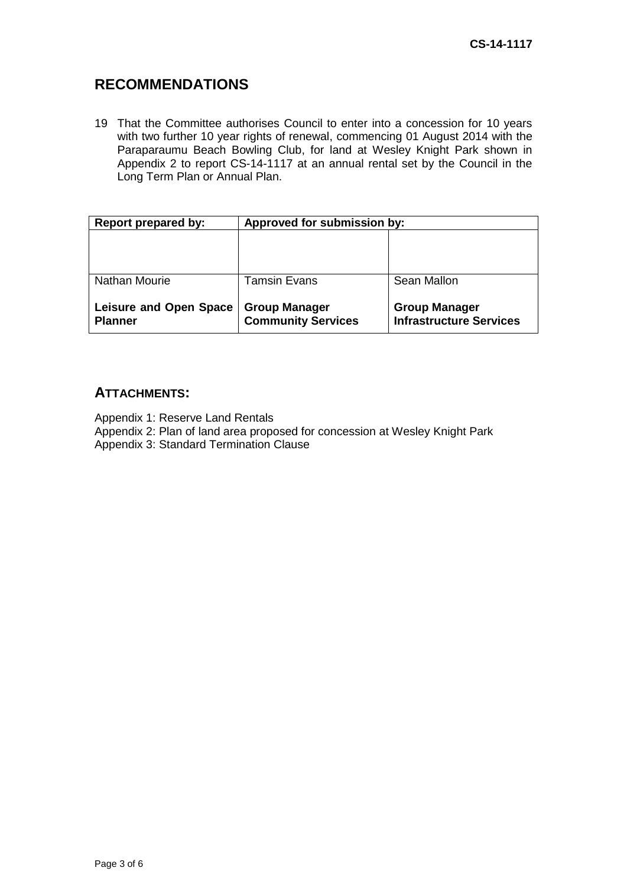## RECOMMENDATIONS

19 That the Committee authorises Council to enter into a concession for 10 years with two further 10 year rights of renewal, commencing 01 August 2014 with the Paraparaumu Beach Bowling Club, for land at Wesley Knight Park shown in Appendix 2 to report CS-14-1117 at an annual rental set by the Council in the Long Term Plan or Annual Plan.

| Report prepared by: | Approved for submission by: | |
|---|---|---|
| | | |
| Nathan Mourie | Tamsin Evans | Sean Mallon |
| **Leisure and Open Space Planner** | **Group Manager Community Services** | **Group Manager Infrastructure Services** |

## ATTACHMENTS:

Appendix 1: Reserve Land Rentals
Appendix 2: Plan of land area proposed for concession at Wesley Knight Park
Appendix 3: Standard Termination Clause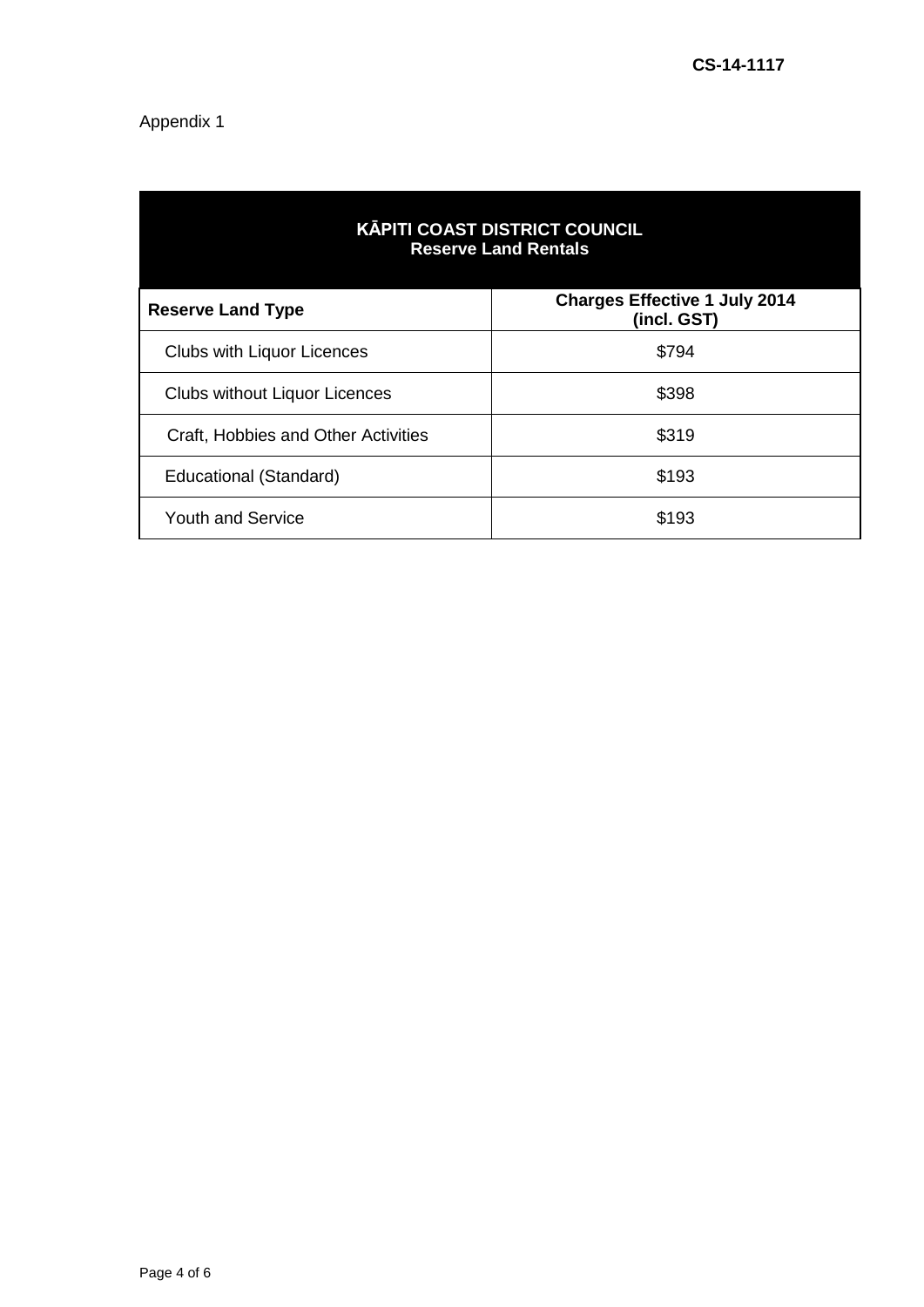CS-14-1117

Appendix 1

| KĀPITI COAST DISTRICT COUNCIL<br>Reserve Land Rentals | |
|---|---|
| **Reserve Land Type** | **Charges Effective 1 July 2014 (incl. GST)** |
| Clubs with Liquor Licences | $794 |
| Clubs without Liquor Licences | $398 |
| Craft, Hobbies and Other Activities | $319 |
| Educational (Standard) | $193 |
| Youth and Service | $193 |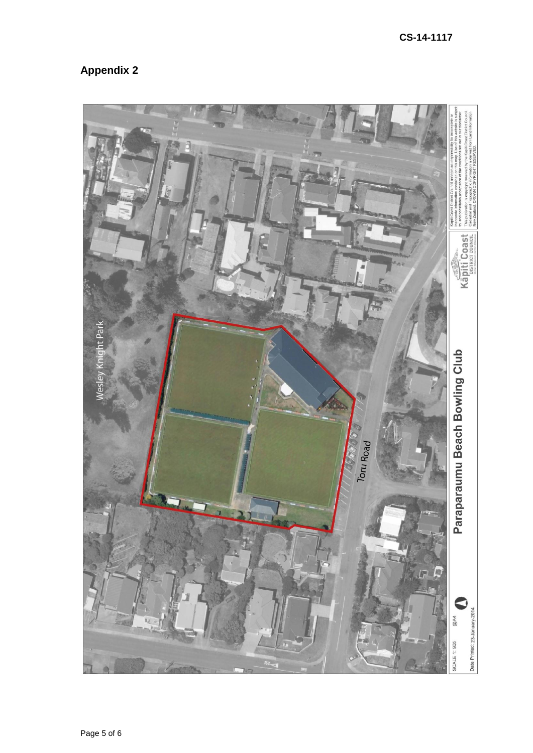CS-14-1117

## Appendix 2

Wesley Knight Park

Toru Road

**Paraparaumu Beach Bowling Club**

Kāpiti Coast DISTRICT COUNCIL

Kapiti Coast District Council accepts no responsibility for incomplete or inaccurate information contained on this map. Use of this website is subject to, and constitutes acceptance of the conditions set out in our disclaimer. This publication is copyright reserved by the Kapiti Coast District Council. Cadastral and Topographic information is derived from Land Information New Zealand. CROWN COPYRIGHT RESERVED.

SCALE 1: 905 @A4

Date Printed: 23-January-2014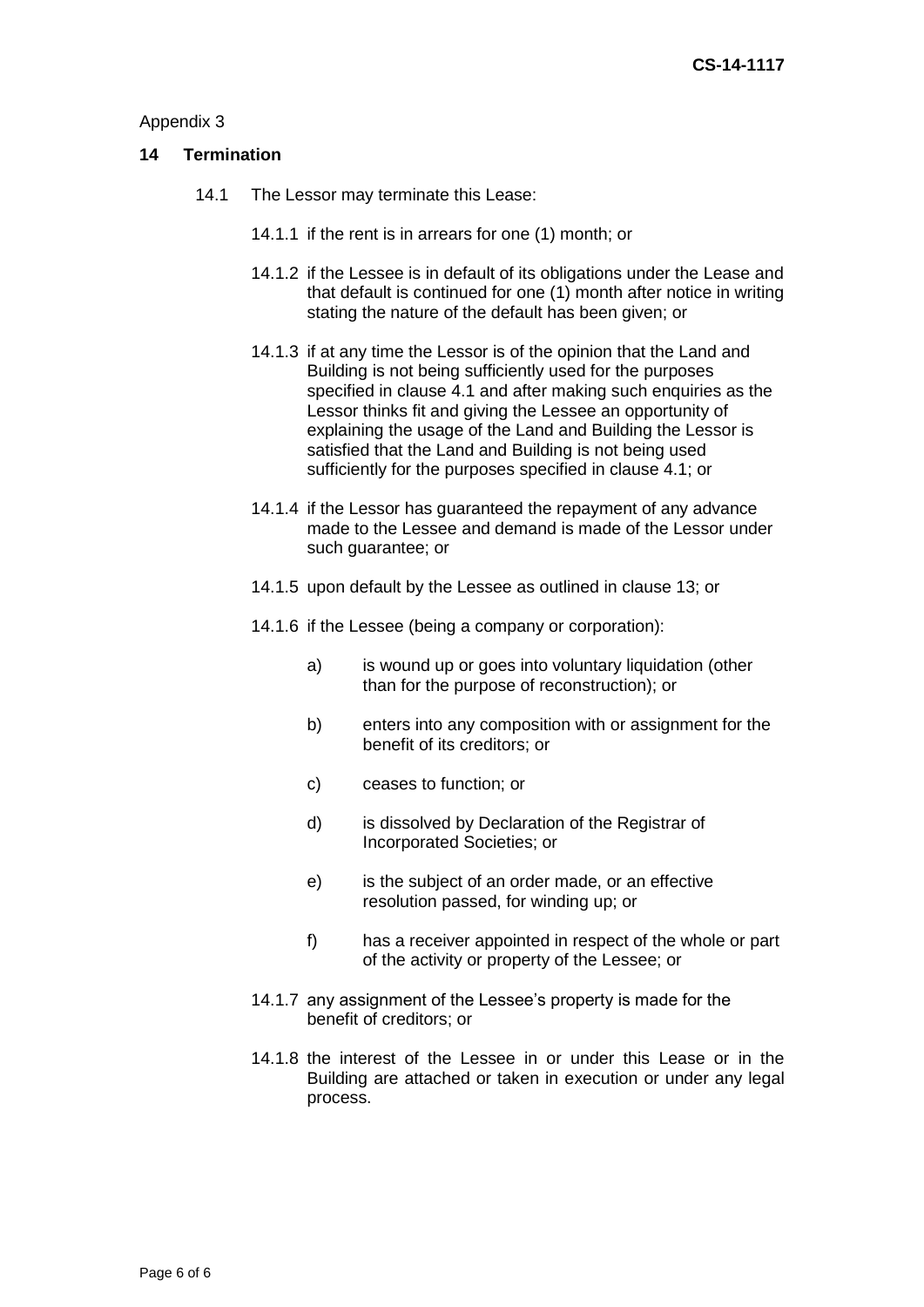Appendix 3

## 14 Termination

14.1 The Lessor may terminate this Lease:

14.1.1 if the rent is in arrears for one (1) month; or

14.1.2 if the Lessee is in default of its obligations under the Lease and that default is continued for one (1) month after notice in writing stating the nature of the default has been given; or

14.1.3 if at any time the Lessor is of the opinion that the Land and Building is not being sufficiently used for the purposes specified in clause 4.1 and after making such enquiries as the Lessor thinks fit and giving the Lessee an opportunity of explaining the usage of the Land and Building the Lessor is satisfied that the Land and Building is not being used sufficiently for the purposes specified in clause 4.1; or

14.1.4 if the Lessor has guaranteed the repayment of any advance made to the Lessee and demand is made of the Lessor under such guarantee; or

14.1.5 upon default by the Lessee as outlined in clause 13; or

14.1.6 if the Lessee (being a company or corporation):

a) is wound up or goes into voluntary liquidation (other than for the purpose of reconstruction); or

b) enters into any composition with or assignment for the benefit of its creditors; or

c) ceases to function; or

d) is dissolved by Declaration of the Registrar of Incorporated Societies; or

e) is the subject of an order made, or an effective resolution passed, for winding up; or

f) has a receiver appointed in respect of the whole or part of the activity or property of the Lessee; or

14.1.7 any assignment of the Lessee's property is made for the benefit of creditors; or

14.1.8 the interest of the Lessee in or under this Lease or in the Building are attached or taken in execution or under any legal process.